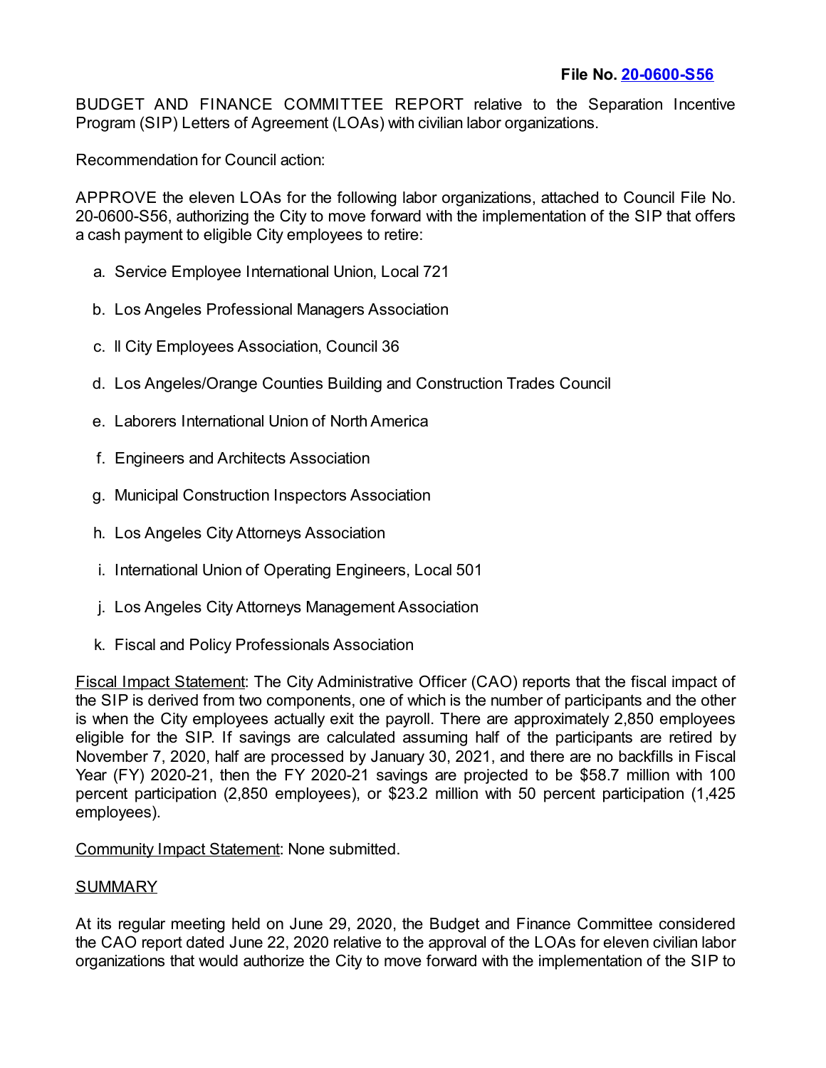**File No. 20-0600-S56**

BUDGET AND FINANCE COMMITTEE REPORT relative to the Separation Incentive Program (SIP) Letters of Agreement (LOAs) with civilian labor organizations.

Recommendation for Council action:

APPROVE the eleven LOAs for the following labor organizations, attached to Council File No. 20-0600-S56, authorizing the City to move forward with the implementation of the SIP that offers a cash payment to eligible City employees to retire:

a. Service Employee International Union, Local 721

b. Los Angeles Professional Managers Association

c. ll City Employees Association, Council 36

d. Los Angeles/Orange Counties Building and Construction Trades Council

e. Laborers International Union of North America

f. Engineers and Architects Association

g. Municipal Construction Inspectors Association

h. Los Angeles City Attorneys Association

i. International Union of Operating Engineers, Local 501

j. Los Angeles City Attorneys Management Association

k. Fiscal and Policy Professionals Association

Fiscal Impact Statement: The City Administrative Officer (CAO) reports that the fiscal impact of the SIP is derived from two components, one of which is the number of participants and the other is when the City employees actually exit the payroll. There are approximately 2,850 employees eligible for the SIP. If savings are calculated assuming half of the participants are retired by November 7, 2020, half are processed by January 30, 2021, and there are no backfills in Fiscal Year (FY) 2020-21, then the FY 2020-21 savings are projected to be $58.7 million with 100 percent participation (2,850 employees), or $23.2 million with 50 percent participation (1,425 employees).

Community Impact Statement: None submitted.

SUMMARY

At its regular meeting held on June 29, 2020, the Budget and Finance Committee considered the CAO report dated June 22, 2020 relative to the approval of the LOAs for eleven civilian labor organizations that would authorize the City to move forward with the implementation of the SIP to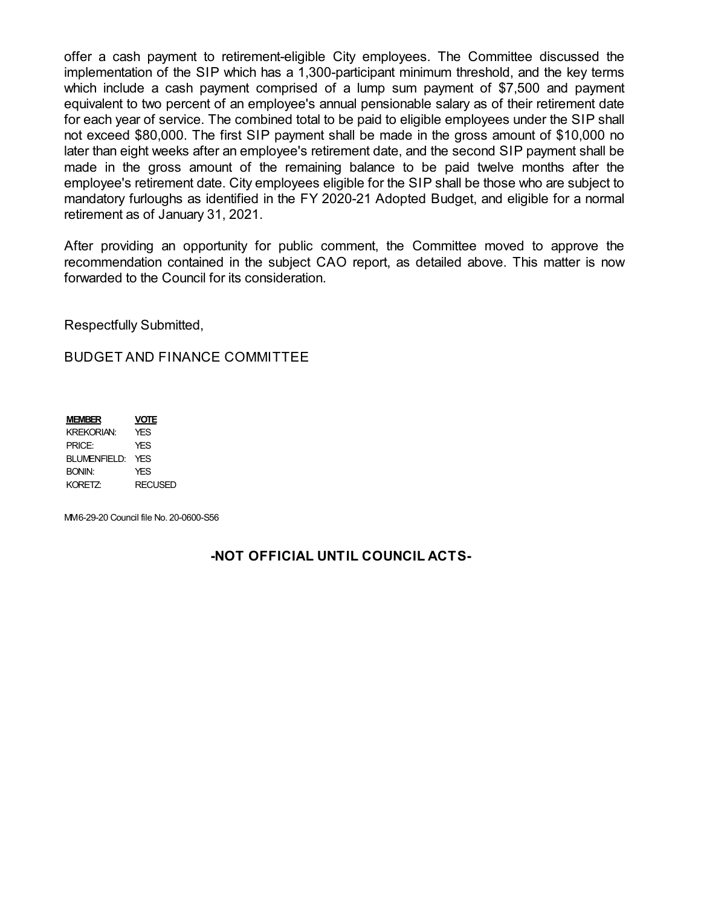offer a cash payment to retirement-eligible City employees. The Committee discussed the implementation of the SIP which has a 1,300-participant minimum threshold, and the key terms which include a cash payment comprised of a lump sum payment of $7,500 and payment equivalent to two percent of an employee's annual pensionable salary as of their retirement date for each year of service. The combined total to be paid to eligible employees under the SIP shall not exceed $80,000. The first SIP payment shall be made in the gross amount of $10,000 no later than eight weeks after an employee's retirement date, and the second SIP payment shall be made in the gross amount of the remaining balance to be paid twelve months after the employee's retirement date. City employees eligible for the SIP shall be those who are subject to mandatory furloughs as identified in the FY 2020-21 Adopted Budget, and eligible for a normal retirement as of January 31, 2021.

After providing an opportunity for public comment, the Committee moved to approve the recommendation contained in the subject CAO report, as detailed above. This matter is now forwarded to the Council for its consideration.

Respectfully Submitted,

BUDGET AND FINANCE COMMITTEE

| **MEMBER** | **VOTE** |
|---|---|
| KREKORIAN: | YES |
| PRICE: | YES |
| BLUMENFIELD: | YES |
| BONIN: | YES |
| KORETZ: | RECUSED |

MM6-29-20 Council file No. 20-0600-S56

**-NOT OFFICIAL UNTIL COUNCIL ACTS-**